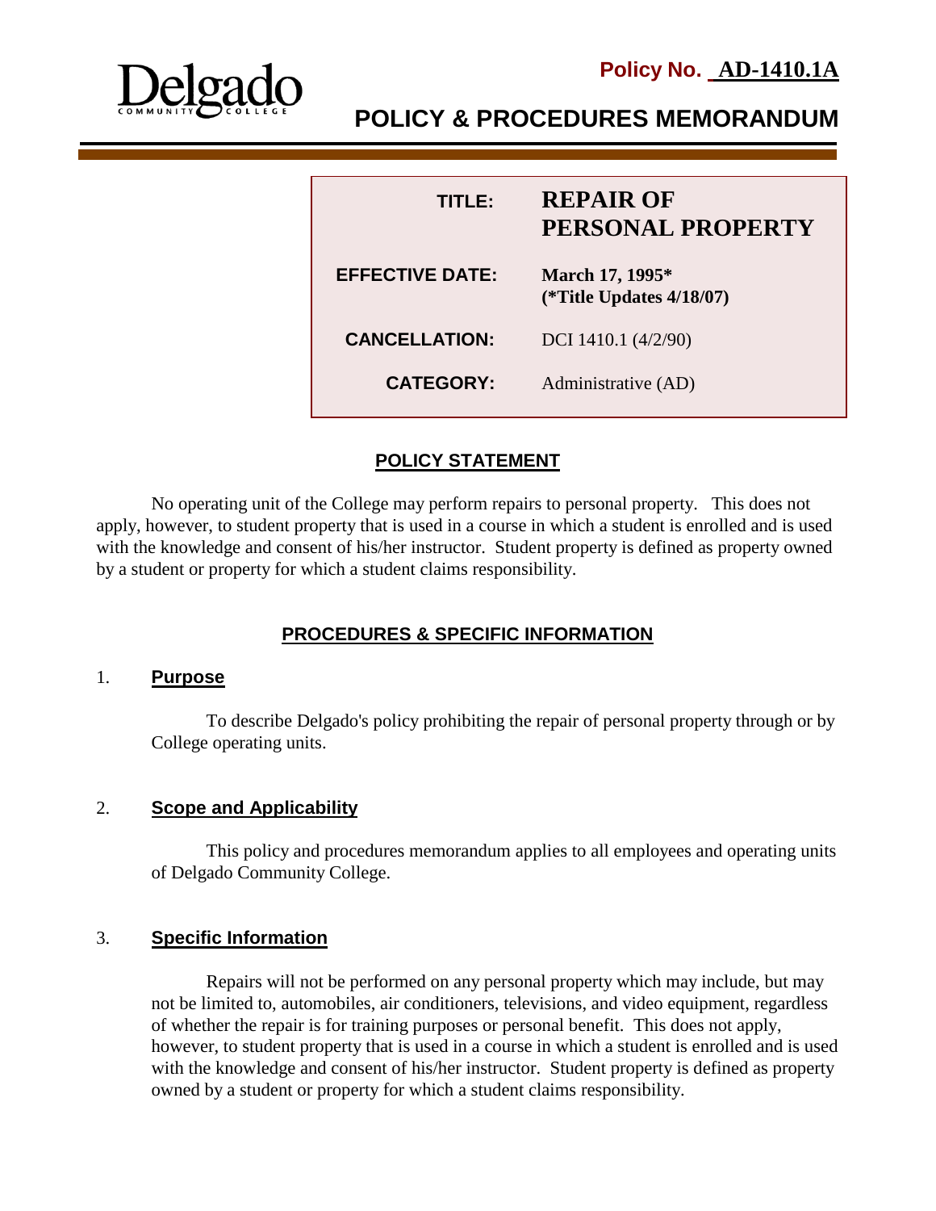**Delgado** COMMUNITY COLLEGE

**Policy No. AD-1410.1A**

# POLICY & PROCEDURES MEMORANDUM

| | |
|---|---|
| **TITLE:** | **REPAIR OF PERSONAL PROPERTY** |
| **EFFECTIVE DATE:** | **March 17, 1995\* (\*Title Updates 4/18/07)** |
| **CANCELLATION:** | DCI 1410.1 (4/2/90) |
| **CATEGORY:** | Administrative (AD) |

## POLICY STATEMENT

No operating unit of the College may perform repairs to personal property. This does not apply, however, to student property that is used in a course in which a student is enrolled and is used with the knowledge and consent of his/her instructor. Student property is defined as property owned by a student or property for which a student claims responsibility.

## PROCEDURES & SPECIFIC INFORMATION

### 1. Purpose

To describe Delgado's policy prohibiting the repair of personal property through or by College operating units.

### 2. Scope and Applicability

This policy and procedures memorandum applies to all employees and operating units of Delgado Community College.

### 3. Specific Information

Repairs will not be performed on any personal property which may include, but may not be limited to, automobiles, air conditioners, televisions, and video equipment, regardless of whether the repair is for training purposes or personal benefit. This does not apply, however, to student property that is used in a course in which a student is enrolled and is used with the knowledge and consent of his/her instructor. Student property is defined as property owned by a student or property for which a student claims responsibility.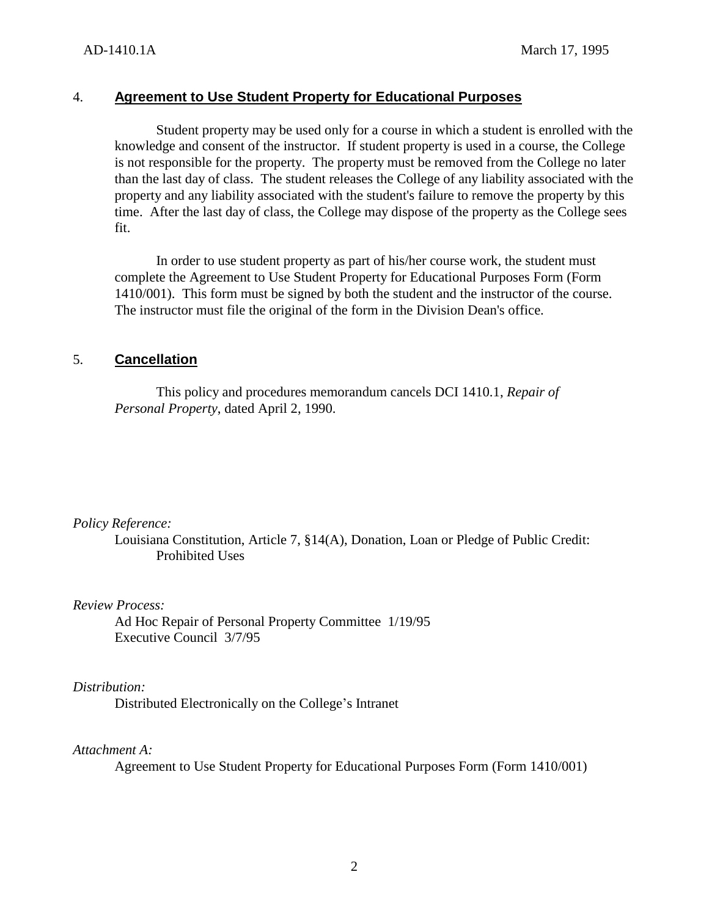## 4. Agreement to Use Student Property for Educational Purposes

Student property may be used only for a course in which a student is enrolled with the knowledge and consent of the instructor. If student property is used in a course, the College is not responsible for the property. The property must be removed from the College no later than the last day of class. The student releases the College of any liability associated with the property and any liability associated with the student's failure to remove the property by this time. After the last day of class, the College may dispose of the property as the College sees fit.

In order to use student property as part of his/her course work, the student must complete the Agreement to Use Student Property for Educational Purposes Form (Form 1410/001). This form must be signed by both the student and the instructor of the course. The instructor must file the original of the form in the Division Dean's office.

## 5. Cancellation

This policy and procedures memorandum cancels DCI 1410.1, *Repair of Personal Property*, dated April 2, 1990.

*Policy Reference:*

Louisiana Constitution, Article 7, §14(A), Donation, Loan or Pledge of Public Credit: Prohibited Uses

*Review Process:*

Ad Hoc Repair of Personal Property Committee 1/19/95
Executive Council 3/7/95

*Distribution:*

Distributed Electronically on the College's Intranet

*Attachment A:*

Agreement to Use Student Property for Educational Purposes Form (Form 1410/001)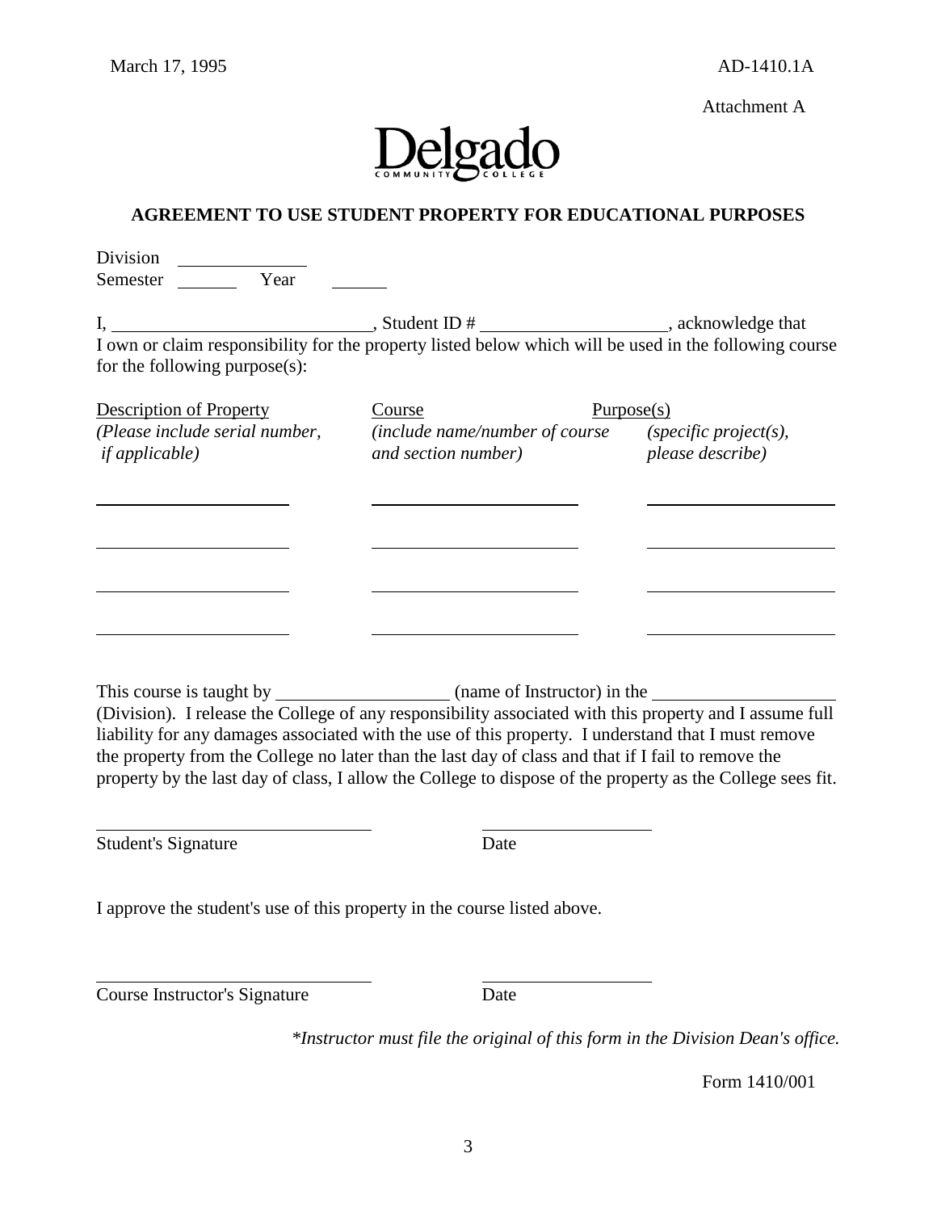March 17, 1995 AD-1410.1A

Attachment A

Delgado
COMMUNITY COLLEGE

## AGREEMENT TO USE STUDENT PROPERTY FOR EDUCATIONAL PURPOSES

Division ______________
Semester ________ Year ______

I, ______________________________, Student ID # ______________________, acknowledge that I own or claim responsibility for the property listed below which will be used in the following course for the following purpose(s):

| Description of Property *(Please include serial number, if applicable)* | Course *(include name/number of course and section number)* | Purpose(s) *(specific project(s), please describe)* |
|---|---|---|
| | | |
| | | |
| | | |
| | | |

This course is taught by ____________________ (name of Instructor) in the ____________________ (Division). I release the College of any responsibility associated with this property and I assume full liability for any damages associated with the use of this property. I understand that I must remove the property from the College no later than the last day of class and that if I fail to remove the property by the last day of class, I allow the College to dispose of the property as the College sees fit.

________________________________ ____________________
Student's Signature Date

I approve the student's use of this property in the course listed above.

________________________________ ____________________
Course Instructor's Signature Date

*\*Instructor must file the original of this form in the Division Dean's office.*

Form 1410/001